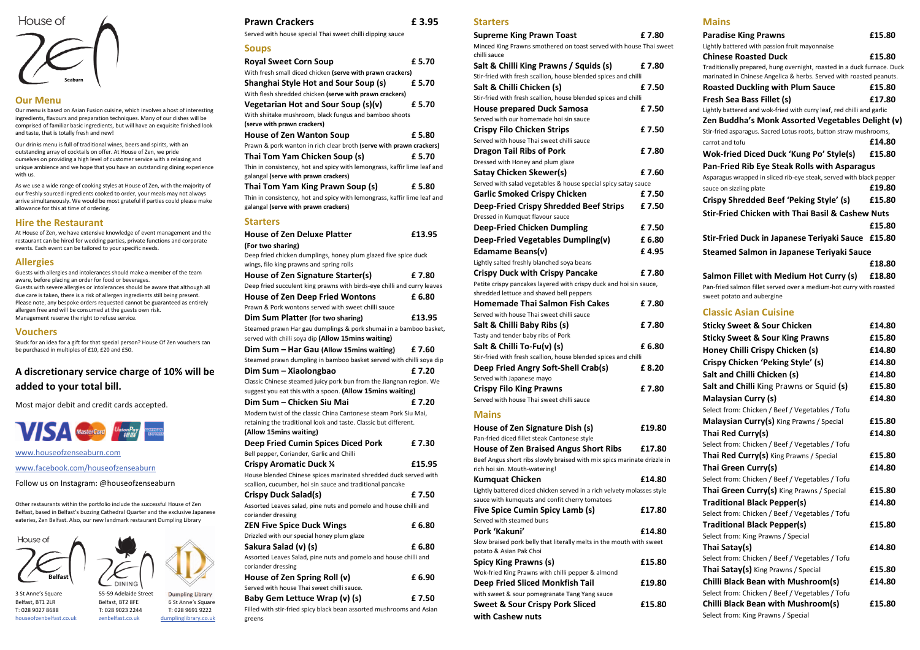House of Zen Seaburn

## Our Menu

Our menu is based on Asian Fusion cuisine, which involves a host of interesting ingredients, flavours and preparation techniques. Many of our dishes will be comprised of familiar basic ingredients, but will have an exquisite finished look and taste, that is totally fresh and new!

Our drinks menu is full of traditional wines, beers and spirits, with an outstanding array of cocktails on offer. At House of Zen, we pride ourselves on providing a high level of customer service with a relaxing and unique ambience and we hope that you have an outstanding dining experience with us.

As we use a wide range of cooking styles at House of Zen, with the majority of our freshly sourced ingredients cooked to order, your meals may not always arrive simultaneously. We would be most grateful if parties could please make allowance for this at time of ordering.

## Hire the Restaurant

At House of Zen, we have extensive knowledge of event management and the restaurant can be hired for wedding parties, private functions and corporate events. Each event can be tailored to your specific needs.

## Allergies

Guests with allergies and intolerances should make a member of the team aware, before placing an order for food or beverages.
Guests with severe allergies or intolerances should be aware that although all due care is taken, there is a risk of allergen ingredients still being present. Please note, any bespoke orders requested cannot be guaranteed as entirely allergen free and will be consumed at the guests own risk.
Management reserve the right to refuse service.

## Vouchers

Stuck for an idea for a gift for that special person? House Of Zen vouchers can be purchased in multiples of £10, £20 and £50.

**A discretionary service charge of 10% will be added to your total bill.**

Most major debit and credit cards accepted.

VISA MasterCard UnionPay American Express

www.houseofzenseaburn.com

www.facebook.com/houseofzenseaburn

Follow us on Instagram: @houseofzenseaburn

Other restaurants within the portfolio include the successful House of Zen Belfast, based in Belfast's buzzing Cathedral Quarter and the exclusive Japanese eateries, Zen Belfast. Also, our new landmark restaurant Dumpling Library

House of Zen Belfast
3 St Anne's Square
Belfast, BT1 2LR
T: 028 9027 8688
houseofzenbelfast.co.uk

Zen Dining
55-59 Adelaide Street
Belfast, BT2 8FE
T: 028 9023 2244
zenbelfast.co.uk

Dumpling Library
6 St Anne's Square
T: 028 9691 9222
dumplinglibrary.co.uk

**Prawn Crackers** **£ 3.95**
Served with house special Thai sweet chilli dipping sauce

## Soups

**Royal Sweet Corn Soup** **£ 5.70**
With fresh small diced chicken **(serve with prawn crackers)**

**Shanghai Style Hot and Sour Soup (s)** **£ 5.70**
With flesh shredded chicken **(serve with prawn crackers)**

**Vegetarian Hot and Sour Soup (s)(v)** **£ 5.70**
With shiitake mushroom, black fungus and bamboo shoots **(serve with prawn crackers)**

**House of Zen Wanton Soup** **£ 5.80**
Prawn & pork wanton in rich clear broth **(serve with prawn crackers)**

**Thai Tom Yam Chicken Soup (s)** **£ 5.70**
Thin in consistency, hot and spicy with lemongrass, kaffir lime leaf and galangal **(serve with prawn crackers)**

**Thai Tom Yam King Prawn Soup (s)** **£ 5.80**
Thin in consistency, hot and spicy with lemongrass, kaffir lime leaf and galangal **(serve with prawn crackers)**

## Starters

**House of Zen Deluxe Platter** **£13.95**
**(For two sharing)**
Deep fried chicken dumplings, honey plum glazed five spice duck wings, filo king prawns and spring rolls

**House of Zen Signature Starter(s)** **£ 7.80**
Deep fried succulent king prawns with birds-eye chilli and curry leaves

**House of Zen Deep Fried Wontons** **£ 6.80**
Prawn & Pork wontons served with sweet chilli sauce

**Dim Sum Platter (for two sharing)** **£13.95**
Steamed prawn Har gau dumplings & pork shumai in a bamboo basket, served with chilli soya dip **(Allow 15mins waiting)**

**Dim Sum – Har Gau (Allow 15mins waiting)** **£ 7.60**
Steamed prawn dumpling in bamboo basket served with chilli soya dip

**Dim Sum – Xiaolongbao** **£ 7.20**
Classic Chinese steamed juicy pork bun from the Jiangnan region. We suggest you eat this with a spoon. **(Allow 15mins waiting)**

**Dim Sum – Chicken Siu Mai** **£ 7.20**
Modern twist of the classic China Cantonese steam Pork Siu Mai, retaining the traditional look and taste. Classic but different.
**(Allow 15mins waiting)**

**Deep Fried Cumin Spices Diced Pork** **£ 7.30**
Bell pepper, Coriander, Garlic and Chilli

**Crispy Aromatic Duck ¼** **£15.95**
House blended Chinese spices marinated shredded duck served with scallion, cucumber, hoi sin sauce and traditional pancake

**Crispy Duck Salad(s)** **£ 7.50**
Assorted Leaves salad, pine nuts and pomelo and house chilli and coriander dressing

**ZEN Five Spice Duck Wings** **£ 6.80**
Drizzled with our special honey plum glaze

**Sakura Salad (v) (s)** **£ 6.80**
Assorted Leaves Salad, pine nuts and pomelo and house chilli and coriander dressing

**House of Zen Spring Roll (v)** **£ 6.90**
Served with house Thai sweet chilli sauce.

**Baby Gem Lettuce Wrap (v) (s)** **£ 7.50**
Filled with stir-fried spicy black bean assorted mushrooms and Asian greens

## Starters

**Supreme King Prawn Toast** **£ 7.80**
Minced King Prawns smothered on toast served with house Thai sweet chilli sauce

**Salt & Chilli King Prawns / Squids (s)** **£ 7.80**
Stir-fried with fresh scallion, house blended spices and chilli

**Salt & Chilli Chicken (s)** **£ 7.50**
Stir-fried with fresh scallion, house blended spices and chilli

**House prepared Duck Samosa** **£ 7.50**
Served with our homemade hoi sin sauce

**Crispy Filo Chicken Strips** **£ 7.50**
Served with house Thai sweet chilli sauce

**Dragon Tail Ribs of Pork** **£ 7.80**
Dressed with Honey and plum glaze

**Satay Chicken Skewer(s)** **£ 7.60**
Served with salad vegetables & house special spicy satay sauce

**Garlic Smoked Crispy Chicken** **£ 7.50**

**Deep-Fried Crispy Shredded Beef Strips** **£ 7.50**
Dressed in Kumquat flavour sauce

**Deep-Fried Chicken Dumpling** **£ 7.50**

**Deep-Fried Vegetables Dumpling(v)** **£ 6.80**

**Edamame Beans(v)** **£ 4.95**
Lightly salted freshly blanched soya beans

**Crispy Duck with Crispy Pancake** **£ 7.80**
Petite crispy pancakes layered with crispy duck and hoi sin sauce, shredded lettuce and shaved bell peppers

**Homemade Thai Salmon Fish Cakes** **£ 7.80**
Served with house Thai sweet chilli sauce

**Salt & Chilli Baby Ribs (s)** **£ 7.80**
Tasty and tender baby ribs of Pork

**Salt & Chilli To-Fu(v) (s)** **£ 6.80**
Stir-fried with fresh scallion, house blended spices and chilli

**Deep Fried Angry Soft-Shell Crab(s)** **£ 8.20**
Served with Japanese mayo

**Crispy Filo King Prawns** **£ 7.80**
Served with house Thai sweet chilli sauce

## Mains

**House of Zen Signature Dish (s)** **£19.80**
Pan-fried diced fillet steak Cantonese style

**House of Zen Braised Angus Short Ribs** **£17.80**
Beef Angus short ribs slowly braised with mix spics marinate drizzle in rich hoi sin. Mouth-watering!

**Kumquat Chicken** **£14.80**
Lightly battered diced chicken served in a rich velvety molasses style sauce with kumquats and confit cherry tomatoes

**Five Spice Cumin Spicy Lamb (s)** **£17.80**
Served with steamed buns

**Pork 'Kakuni'** **£14.80**
Slow braised pork belly that literally melts in the mouth with sweet potato & Asian Pak Choi

**Spicy King Prawns (s)** **£15.80**
Wok-fried King Prawns with chilli pepper & almond

**Deep Fried Sliced Monkfish Tail** **£19.80**
with sweet & sour pomegranate Tang Yang sauce

**Sweet & Sour Crispy Pork Sliced with Cashew nuts** **£15.80**

## Mains

**Paradise King Prawns** **£15.80**
Lightly battered with passion fruit mayonnaise

**Chinese Roasted Duck** **£15.80**
Traditionally prepared, hung overnight, roasted in a duck furnace. Duck marinated in Chinese Angelica & herbs. Served with roasted peanuts.

**Roasted Duckling with Plum Sauce** **£15.80**

**Fresh Sea Bass Fillet (s)** **£17.80**
Lightly battered and wok-fried with curry leaf, red chilli and garlic

**Zen Buddha's Monk Assorted Vegetables Delight (v)** **£14.80**
Stir-fried asparagus. Sacred Lotus roots, button straw mushrooms, carrot and tofu

**Wok-fried Diced Duck 'Kung Po' Style(s)** **£15.80**

**Pan-Fried Rib Eye Steak Rolls with Asparagus** **£19.80**
Asparagus wrapped in sliced rib-eye steak, served with black pepper sauce on sizzling plate

**Crispy Shredded Beef 'Peking Style' (s)** **£15.80**

**Stir-Fried Chicken with Thai Basil & Cashew Nuts** **£15.80**

**Stir-Fried Duck in Japanese Teriyaki Sauce** **£15.80**

**Steamed Salmon in Japanese Teriyaki Sauce** **£18.80**

**Salmon Fillet with Medium Hot Curry (s)** **£18.80**
Pan-fried salmon fillet served over a medium-hot curry with roasted sweet potato and aubergine

## Classic Asian Cuisine

**Sticky Sweet & Sour Chicken** **£14.80**

**Sticky Sweet & Sour King Prawns** **£15.80**

**Honey Chilli Crispy Chicken (s)** **£14.80**

**Crispy Chicken 'Peking Style' (s)** **£14.80**

**Salt and Chilli Chicken (s)** **£14.80**

**Salt and Chilli** King Prawns or Squid **(s)** **£15.80**

**Malaysian Curry (s)** **£14.80**
Select from: Chicken / Beef / Vegetables / Tofu

**Malaysian Curry(s)** King Prawns / Special **£15.80**

**Thai Red Curry(s)** **£14.80**
Select from: Chicken / Beef / Vegetables / Tofu

**Thai Red Curry(s)** King Prawns / Special **£15.80**

**Thai Green Curry(s)** **£14.80**
Select from: Chicken / Beef / Vegetables / Tofu

**Thai Green Curry(s)** King Prawns / Special **£15.80**

**Traditional Black Pepper(s)** **£14.80**
Select from: Chicken / Beef / Vegetables / Tofu

**Traditional Black Pepper(s)** **£15.80**
Select from: King Prawns / Special

**Thai Satay(s)** **£14.80**
Select from: Chicken / Beef / Vegetables / Tofu

**Thai Satay(s)** King Prawns / Special **£15.80**

**Chilli Black Bean with Mushroom(s)** **£14.80**
Select from: Chicken / Beef / Vegetables / Tofu

**Chilli Black Bean with Mushroom(s)** **£15.80**
Select from: King Prawns / Special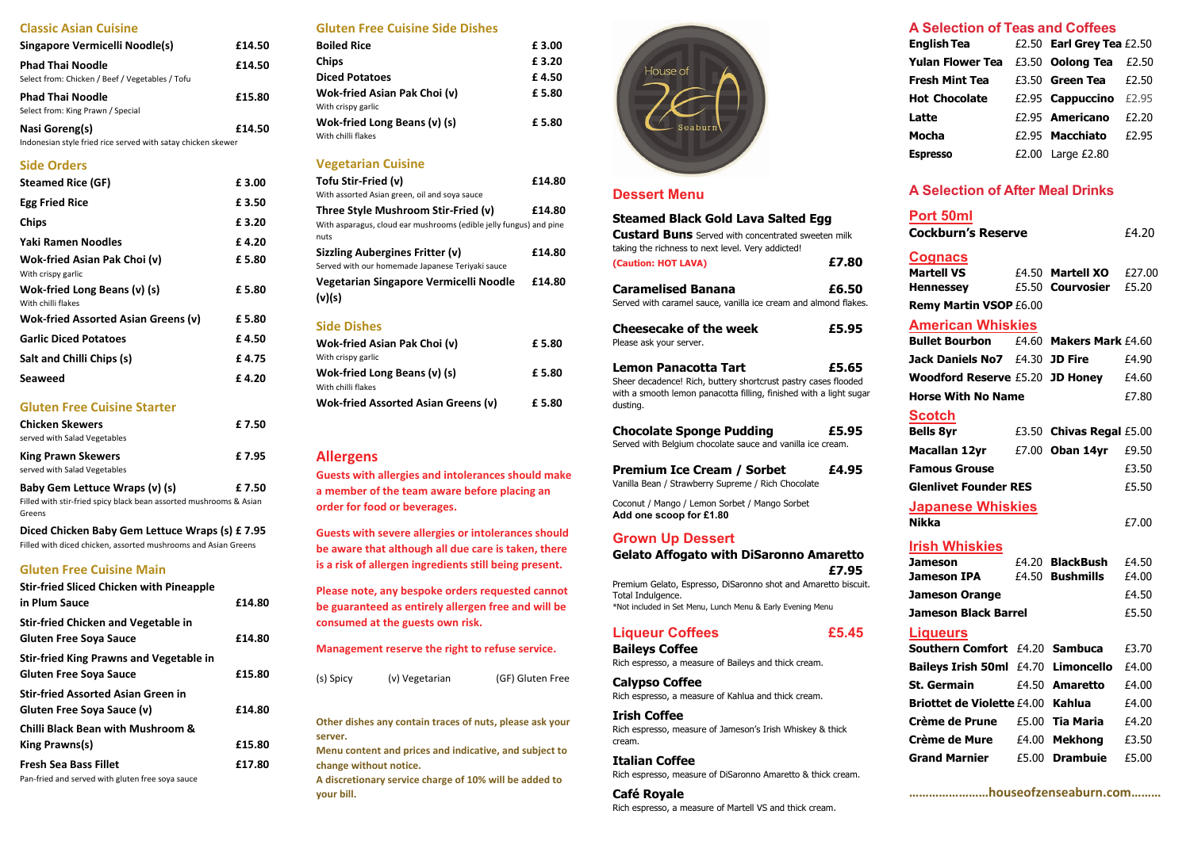## Classic Asian Cuisine

| | |
|---|---|
| **Singapore Vermicelli Noodle(s)** | £14.50 |
| **Phad Thai Noodle**<br>Select from: Chicken / Beef / Vegetables / Tofu | £14.50 |
| **Phad Thai Noodle**<br>Select from: King Prawn / Special | £15.80 |
| **Nasi Goreng(s)**<br>Indonesian style fried rice served with satay chicken skewer | £14.50 |

## Side Orders

| | |
|---|---|
| **Steamed Rice (GF)** | £ 3.00 |
| **Egg Fried Rice** | £ 3.50 |
| **Chips** | £ 3.20 |
| **Yaki Ramen Noodles** | £ 4.20 |
| **Wok-fried Asian Pak Choi (v)**<br>With crispy garlic | £ 5.80 |
| **Wok-fried Long Beans (v) (s)**<br>With chilli flakes | £ 5.80 |
| **Wok-fried Assorted Asian Greens (v)** | £ 5.80 |
| **Garlic Diced Potatoes** | £ 4.50 |
| **Salt and Chilli Chips (s)** | £ 4.75 |
| **Seaweed** | £ 4.20 |

## Gluten Free Cuisine Starter

| | |
|---|---|
| **Chicken Skewers**<br>served with Salad Vegetables | £ 7.50 |
| **King Prawn Skewers**<br>served with Salad Vegetables | £ 7.95 |
| **Baby Gem Lettuce Wraps (v) (s)**<br>Filled with stir-fried spicy black bean assorted mushrooms & Asian Greens | £ 7.50 |
| **Diced Chicken Baby Gem Lettuce Wraps (s)**<br>Filled with diced chicken, assorted mushrooms and Asian Greens | £ 7.95 |

## Gluten Free Cuisine Main

| | |
|---|---|
| **Stir-fried Sliced Chicken with Pineapple in Plum Sauce** | £14.80 |
| **Stir-fried Chicken and Vegetable in Gluten Free Soya Sauce** | £14.80 |
| **Stir-fried King Prawns and Vegetable in Gluten Free Soya Sauce** | £15.80 |
| **Stir-fried Assorted Asian Green in Gluten Free Soya Sauce (v)** | £14.80 |
| **Chilli Black Bean with Mushroom & King Prawns(s)** | £15.80 |
| **Fresh Sea Bass Fillet**<br>Pan-fried and served with gluten free soya sauce | £17.80 |

## Gluten Free Cuisine Side Dishes

| | |
|---|---|
| **Boiled Rice** | £ 3.00 |
| **Chips** | £ 3.20 |
| **Diced Potatoes** | £ 4.50 |
| **Wok-fried Asian Pak Choi (v)**<br>With crispy garlic | £ 5.80 |
| **Wok-fried Long Beans (v) (s)**<br>With chilli flakes | £ 5.80 |

## Vegetarian Cuisine

| | |
|---|---|
| **Tofu Stir-Fried (v)**<br>With assorted Asian green, oil and soya sauce | £14.80 |
| **Three Style Mushroom Stir-Fried (v)**<br>With asparagus, cloud ear mushrooms (edible jelly fungus) and pine nuts | £14.80 |
| **Sizzling Aubergines Fritter (v)**<br>Served with our homemade Japanese Teriyaki sauce | £14.80 |
| **Vegetarian Singapore Vermicelli Noodle (v)(s)** | £14.80 |

## Side Dishes

| | |
|---|---|
| **Wok-fried Asian Pak Choi (v)**<br>With crispy garlic | £ 5.80 |
| **Wok-fried Long Beans (v) (s)**<br>With chilli flakes | £ 5.80 |
| **Wok-fried Assorted Asian Greens (v)** | £ 5.80 |

## Allergens

**Guests with allergies and intolerances should make a member of the team aware before placing an order for food or beverages.**

**Guests with severe allergies or intolerances should be aware that although all due care is taken, there is a risk of allergen ingredients still being present.**

**Please note, any bespoke orders requested cannot be guaranteed as entirely allergen free and will be consumed at the guests own risk.**

**Management reserve the right to refuse service.**

(s) Spicy (v) Vegetarian (GF) Gluten Free

**Other dishes any contain traces of nuts, please ask your server.**
**Menu content and prices and indicative, and subject to change without notice.**
**A discretionary service charge of 10% will be added to your bill.**

House of Zen Seaburn

## Dessert Menu

**Steamed Black Gold Lava Salted Egg Custard Buns** Served with concentrated sweeten milk taking the richness to next level. Very addicted!
**(Caution: HOT LAVA)** — **£7.80**

**Caramelised Banana** — **£6.50**
Served with caramel sauce, vanilla ice cream and almond flakes.

**Cheesecake of the week** — **£5.95**
Please ask your server.

**Lemon Panacotta Tart** — **£5.65**
Sheer decadence! Rich, buttery shortcrust pastry cases flooded with a smooth lemon panacotta filling, finished with a light sugar dusting.

**Chocolate Sponge Pudding** — **£5.95**
Served with Belgium chocolate sauce and vanilla ice cream.

**Premium Ice Cream / Sorbet** — **£4.95**
Vanilla Bean / Strawberry Supreme / Rich Chocolate

Coconut / Mango / Lemon Sorbet / Mango Sorbet
**Add one scoop for £1.80**

## Grown Up Dessert

**Gelato Affogato with DiSaronno Amaretto** — **£7.95**
Premium Gelato, Espresso, DiSaronno shot and Amaretto biscuit. Total Indulgence.
*Not included in Set Menu, Lunch Menu & Early Evening Menu

## Liqueur Coffees — £5.45

**Baileys Coffee**
Rich espresso, a measure of Baileys and thick cream.

**Calypso Coffee**
Rich espresso, a measure of Kahlua and thick cream.

**Irish Coffee**
Rich espresso, measure of Jameson's Irish Whiskey & thick cream.

**Italian Coffee**
Rich espresso, measure of DiSaronno Amaretto & thick cream.

**Café Royale**
Rich espresso, a measure of Martell VS and thick cream.

## A Selection of Teas and Coffees

| | | | |
|---|---|---|---|
| **English Tea** | £2.50 | **Earl Grey Tea** | £2.50 |
| **Yulan Flower Tea** | £3.50 | **Oolong Tea** | £2.50 |
| **Fresh Mint Tea** | £3.50 | **Green Tea** | £2.50 |
| **Hot Chocolate** | £2.95 | **Cappuccino** | £2.95 |
| **Latte** | £2.95 | **Americano** | £2.20 |
| **Mocha** | £2.95 | **Macchiato** | £2.95 |
| **Espresso** | £2.00 | Large | £2.80 |

## A Selection of After Meal Drinks

### Port 50ml

| | |
|---|---|
| **Cockburn's Reserve** | £4.20 |

### Cognacs

| | | | |
|---|---|---|---|
| **Martell VS** | £4.50 | **Martell XO** | £27.00 |
| **Hennessey** | £5.50 | **Courvosier** | £5.20 |
| **Remy Martin VSOP** | £6.00 | | |

### American Whiskies

| | | | |
|---|---|---|---|
| **Bullet Bourbon** | £4.60 | **Makers Mark** | £4.60 |
| **Jack Daniels No7** | £4.30 | **JD Fire** | £4.90 |
| **Woodford Reserve** | £5.20 | **JD Honey** | £4.60 |
| **Horse With No Name** | | | £7.80 |

### Scotch

| | | | |
|---|---|---|---|
| **Bells 8yr** | £3.50 | **Chivas Regal** | £5.00 |
| **Macallan 12yr** | £7.00 | **Oban 14yr** | £9.50 |
| **Famous Grouse** | | | £3.50 |
| **Glenlivet Founder RES** | | | £5.50 |

### Japanese Whiskies

| | |
|---|---|
| **Nikka** | £7.00 |

### Irish Whiskies

| | | | |
|---|---|---|---|
| **Jameson** | £4.20 | **BlackBush** | £4.50 |
| **Jameson IPA** | £4.50 | **Bushmills** | £4.00 |
| **Jameson Orange** | | | £4.50 |
| **Jameson Black Barrel** | | | £5.50 |

### Liqueurs

| | | | |
|---|---|---|---|
| **Southern Comfort** | £4.20 | **Sambuca** | £3.70 |
| **Baileys Irish 50ml** | £4.70 | **Limoncello** | £4.00 |
| **St. Germain** | £4.50 | **Amaretto** | £4.00 |
| **Briottet de Violette** | £4.00 | **Kahlua** | £4.00 |
| **Crème de Prune** | £5.00 | **Tia Maria** | £4.20 |
| **Crème de Mure** | £4.00 | **Mekhong** | £3.50 |
| **Grand Marnier** | £5.00 | **Drambuie** | £5.00 |

……………………houseofzenseaburn.com………